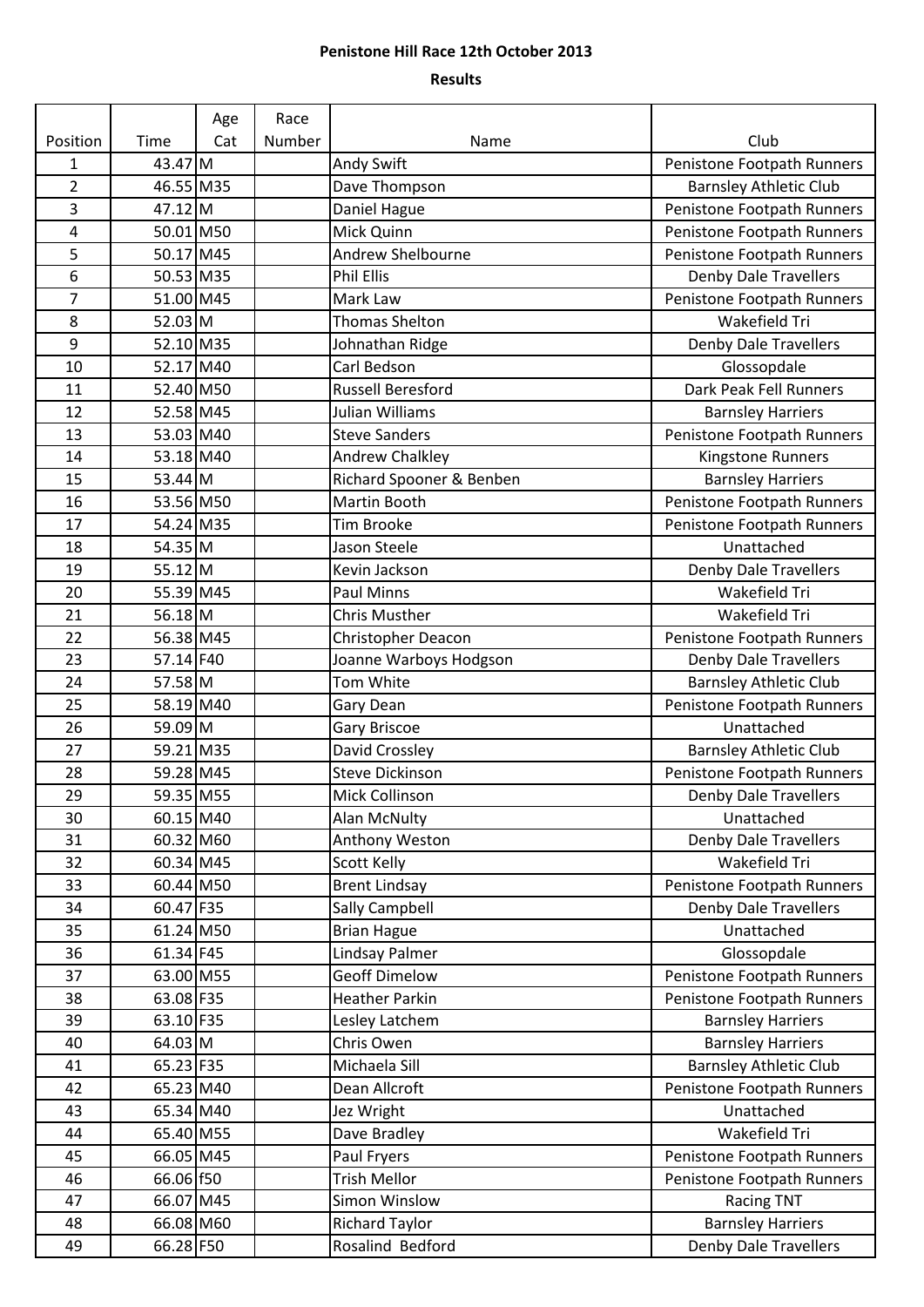**Penistone Hill Race 12th October 2013**

**Results**

| Position | Time | Age Cat | Race Number | Name | Club |
|---|---|---|---|---|---|
| 1 | 43.47 | M | | Andy Swift | Penistone Footpath Runners |
| 2 | 46.55 | M35 | | Dave Thompson | Barnsley Athletic Club |
| 3 | 47.12 | M | | Daniel Hague | Penistone Footpath Runners |
| 4 | 50.01 | M50 | | Mick Quinn | Penistone Footpath Runners |
| 5 | 50.17 | M45 | | Andrew Shelbourne | Penistone Footpath Runners |
| 6 | 50.53 | M35 | | Phil Ellis | Denby Dale Travellers |
| 7 | 51.00 | M45 | | Mark Law | Penistone Footpath Runners |
| 8 | 52.03 | M | | Thomas Shelton | Wakefield Tri |
| 9 | 52.10 | M35 | | Johnathan Ridge | Denby Dale Travellers |
| 10 | 52.17 | M40 | | Carl Bedson | Glossopdale |
| 11 | 52.40 | M50 | | Russell Beresford | Dark Peak Fell Runners |
| 12 | 52.58 | M45 | | Julian Williams | Barnsley Harriers |
| 13 | 53.03 | M40 | | Steve Sanders | Penistone Footpath Runners |
| 14 | 53.18 | M40 | | Andrew Chalkley | Kingstone Runners |
| 15 | 53.44 | M | | Richard Spooner & Benben | Barnsley Harriers |
| 16 | 53.56 | M50 | | Martin Booth | Penistone Footpath Runners |
| 17 | 54.24 | M35 | | Tim Brooke | Penistone Footpath Runners |
| 18 | 54.35 | M | | Jason Steele | Unattached |
| 19 | 55.12 | M | | Kevin Jackson | Denby Dale Travellers |
| 20 | 55.39 | M45 | | Paul Minns | Wakefield Tri |
| 21 | 56.18 | M | | Chris Musther | Wakefield Tri |
| 22 | 56.38 | M45 | | Christopher Deacon | Penistone Footpath Runners |
| 23 | 57.14 | F40 | | Joanne Warboys Hodgson | Denby Dale Travellers |
| 24 | 57.58 | M | | Tom White | Barnsley Athletic Club |
| 25 | 58.19 | M40 | | Gary Dean | Penistone Footpath Runners |
| 26 | 59.09 | M | | Gary Briscoe | Unattached |
| 27 | 59.21 | M35 | | David Crossley | Barnsley Athletic Club |
| 28 | 59.28 | M45 | | Steve Dickinson | Penistone Footpath Runners |
| 29 | 59.35 | M55 | | Mick Collinson | Denby Dale Travellers |
| 30 | 60.15 | M40 | | Alan McNulty | Unattached |
| 31 | 60.32 | M60 | | Anthony Weston | Denby Dale Travellers |
| 32 | 60.34 | M45 | | Scott Kelly | Wakefield Tri |
| 33 | 60.44 | M50 | | Brent Lindsay | Penistone Footpath Runners |
| 34 | 60.47 | F35 | | Sally Campbell | Denby Dale Travellers |
| 35 | 61.24 | M50 | | Brian Hague | Unattached |
| 36 | 61.34 | F45 | | Lindsay Palmer | Glossopdale |
| 37 | 63.00 | M55 | | Geoff Dimelow | Penistone Footpath Runners |
| 38 | 63.08 | F35 | | Heather Parkin | Penistone Footpath Runners |
| 39 | 63.10 | F35 | | Lesley Latchem | Barnsley Harriers |
| 40 | 64.03 | M | | Chris Owen | Barnsley Harriers |
| 41 | 65.23 | F35 | | Michaela Sill | Barnsley Athletic Club |
| 42 | 65.23 | M40 | | Dean Allcroft | Penistone Footpath Runners |
| 43 | 65.34 | M40 | | Jez Wright | Unattached |
| 44 | 65.40 | M55 | | Dave Bradley | Wakefield Tri |
| 45 | 66.05 | M45 | | Paul Fryers | Penistone Footpath Runners |
| 46 | 66.06 | f50 | | Trish Mellor | Penistone Footpath Runners |
| 47 | 66.07 | M45 | | Simon Winslow | Racing TNT |
| 48 | 66.08 | M60 | | Richard Taylor | Barnsley Harriers |
| 49 | 66.28 | F50 | | Rosalind Bedford | Denby Dale Travellers |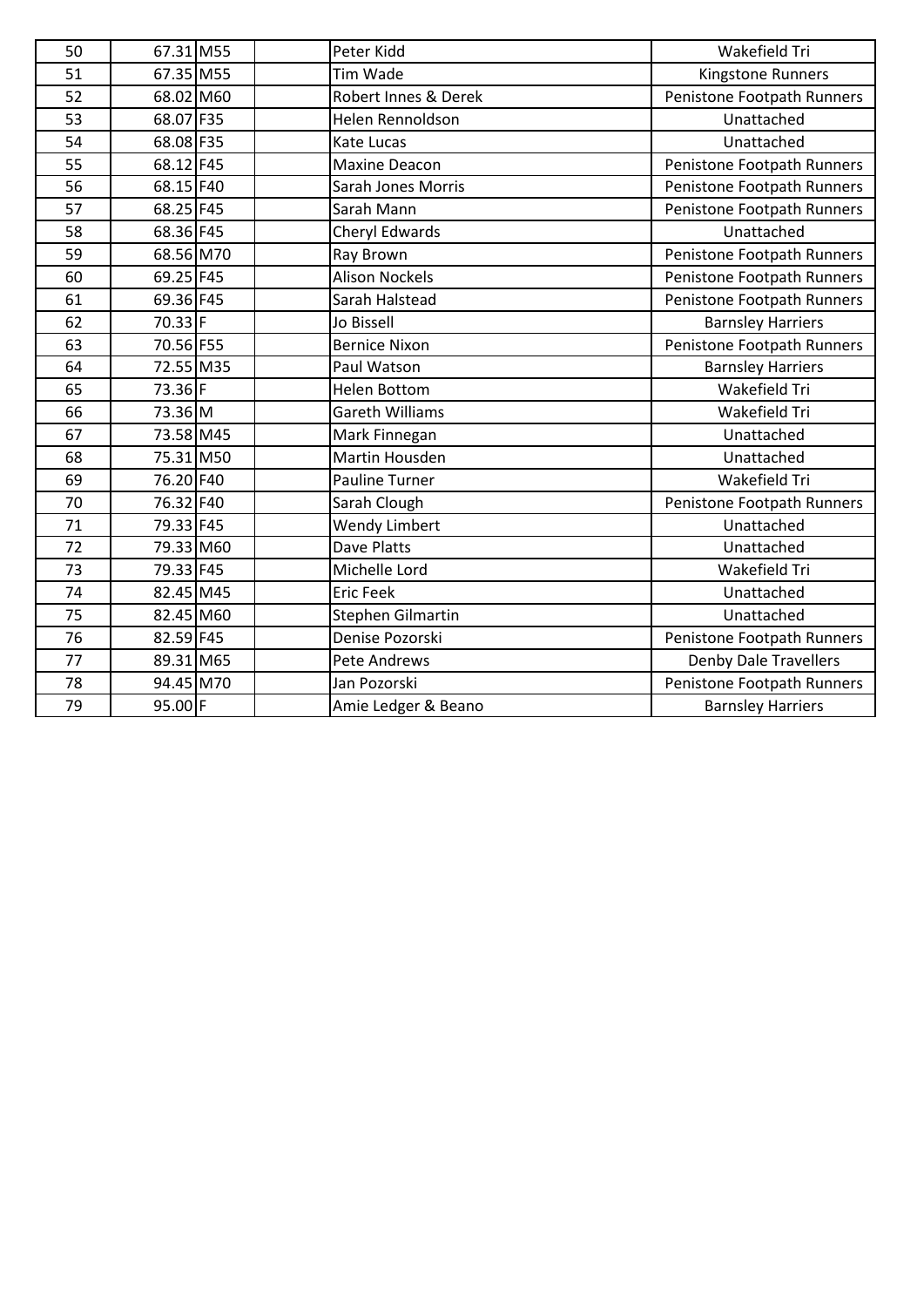| | | | | | |
|---|---|---|---|---|---|
| 50 | 67.31 | M55 | | Peter Kidd | Wakefield Tri |
| 51 | 67.35 | M55 | | Tim Wade | Kingstone Runners |
| 52 | 68.02 | M60 | | Robert Innes & Derek | Penistone Footpath Runners |
| 53 | 68.07 | F35 | | Helen Rennoldson | Unattached |
| 54 | 68.08 | F35 | | Kate Lucas | Unattached |
| 55 | 68.12 | F45 | | Maxine Deacon | Penistone Footpath Runners |
| 56 | 68.15 | F40 | | Sarah Jones Morris | Penistone Footpath Runners |
| 57 | 68.25 | F45 | | Sarah Mann | Penistone Footpath Runners |
| 58 | 68.36 | F45 | | Cheryl Edwards | Unattached |
| 59 | 68.56 | M70 | | Ray Brown | Penistone Footpath Runners |
| 60 | 69.25 | F45 | | Alison Nockels | Penistone Footpath Runners |
| 61 | 69.36 | F45 | | Sarah Halstead | Penistone Footpath Runners |
| 62 | 70.33 | F | | Jo Bissell | Barnsley Harriers |
| 63 | 70.56 | F55 | | Bernice Nixon | Penistone Footpath Runners |
| 64 | 72.55 | M35 | | Paul Watson | Barnsley Harriers |
| 65 | 73.36 | F | | Helen Bottom | Wakefield Tri |
| 66 | 73.36 | M | | Gareth Williams | Wakefield Tri |
| 67 | 73.58 | M45 | | Mark Finnegan | Unattached |
| 68 | 75.31 | M50 | | Martin Housden | Unattached |
| 69 | 76.20 | F40 | | Pauline Turner | Wakefield Tri |
| 70 | 76.32 | F40 | | Sarah Clough | Penistone Footpath Runners |
| 71 | 79.33 | F45 | | Wendy Limbert | Unattached |
| 72 | 79.33 | M60 | | Dave Platts | Unattached |
| 73 | 79.33 | F45 | | Michelle Lord | Wakefield Tri |
| 74 | 82.45 | M45 | | Eric Feek | Unattached |
| 75 | 82.45 | M60 | | Stephen Gilmartin | Unattached |
| 76 | 82.59 | F45 | | Denise Pozorski | Penistone Footpath Runners |
| 77 | 89.31 | M65 | | Pete Andrews | Denby Dale Travellers |
| 78 | 94.45 | M70 | | Jan Pozorski | Penistone Footpath Runners |
| 79 | 95.00 | F | | Amie Ledger & Beano | Barnsley Harriers |